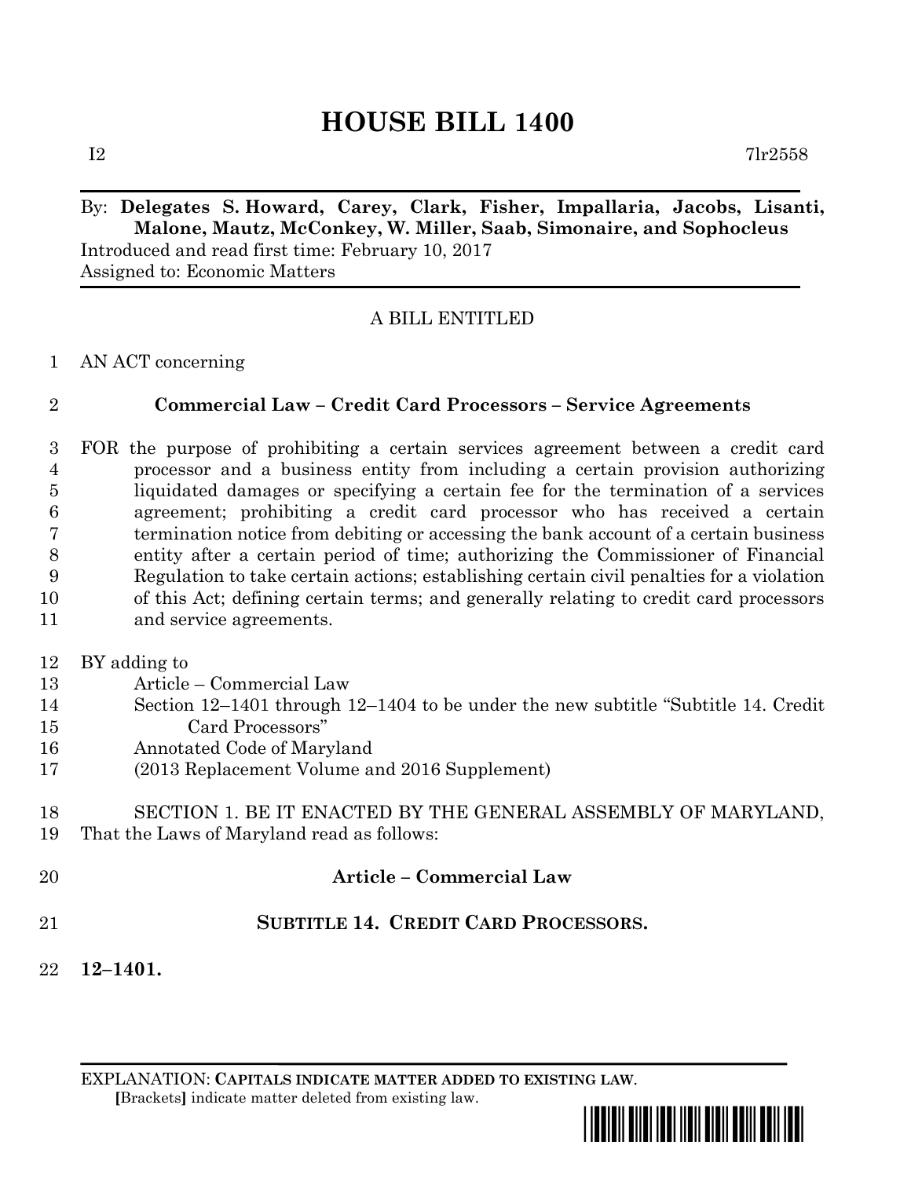# HOUSE BILL 1400

I2 7lr2558

By: **Delegates S. Howard, Carey, Clark, Fisher, Impallaria, Jacobs, Lisanti, Malone, Mautz, McConkey, W. Miller, Saab, Simonaire, and Sophocleus**
Introduced and read first time: February 10, 2017
Assigned to: Economic Matters

A BILL ENTITLED

AN ACT concerning

**Commercial Law – Credit Card Processors – Service Agreements**

FOR the purpose of prohibiting a certain services agreement between a credit card processor and a business entity from including a certain provision authorizing liquidated damages or specifying a certain fee for the termination of a services agreement; prohibiting a credit card processor who has received a certain termination notice from debiting or accessing the bank account of a certain business entity after a certain period of time; authorizing the Commissioner of Financial Regulation to take certain actions; establishing certain civil penalties for a violation of this Act; defining certain terms; and generally relating to credit card processors and service agreements.

BY adding to
Article – Commercial Law
Section 12–1401 through 12–1404 to be under the new subtitle "Subtitle 14. Credit Card Processors"
Annotated Code of Maryland
(2013 Replacement Volume and 2016 Supplement)

SECTION 1. BE IT ENACTED BY THE GENERAL ASSEMBLY OF MARYLAND, That the Laws of Maryland read as follows:

**Article – Commercial Law**

**SUBTITLE 14. CREDIT CARD PROCESSORS.**

**12–1401.**

EXPLANATION: **CAPITALS INDICATE MATTER ADDED TO EXISTING LAW**.
[Brackets] indicate matter deleted from existing law.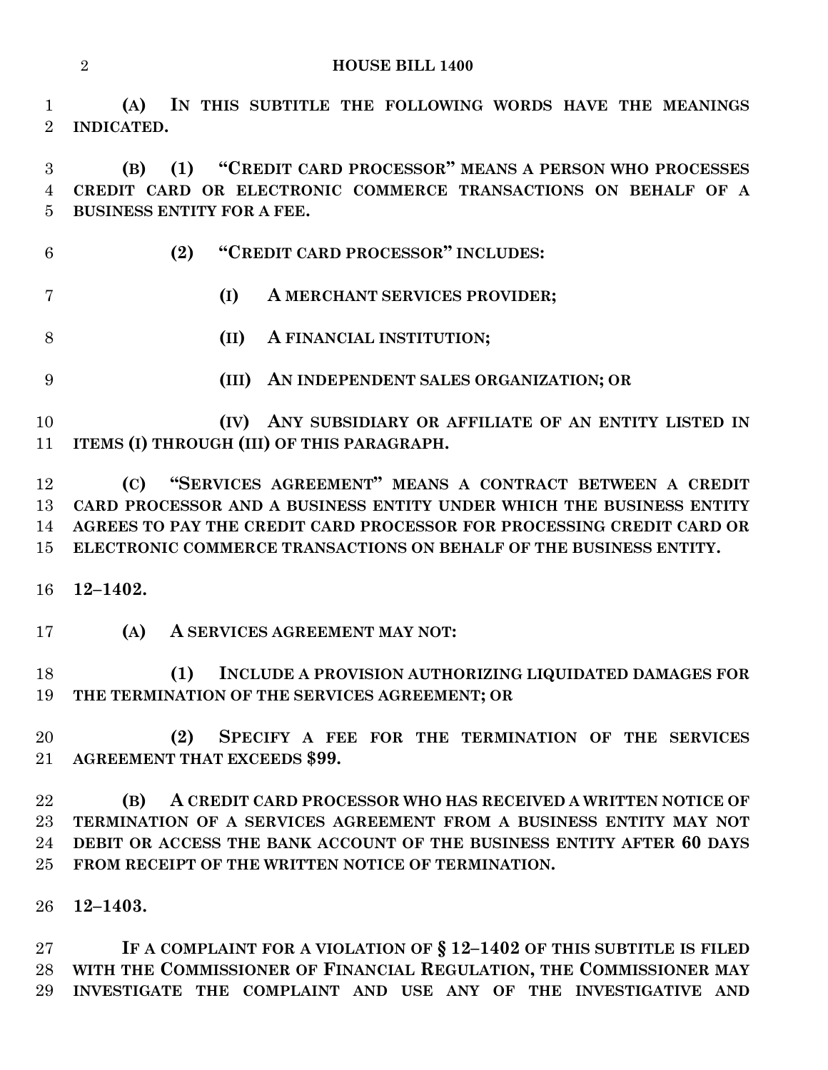**(A) IN THIS SUBTITLE THE FOLLOWING WORDS HAVE THE MEANINGS INDICATED.**

**(B) (1) "CREDIT CARD PROCESSOR" MEANS A PERSON WHO PROCESSES CREDIT CARD OR ELECTRONIC COMMERCE TRANSACTIONS ON BEHALF OF A BUSINESS ENTITY FOR A FEE.**

**(2) "CREDIT CARD PROCESSOR" INCLUDES:**

**(I) A MERCHANT SERVICES PROVIDER;**

**(II) A FINANCIAL INSTITUTION;**

**(III) AN INDEPENDENT SALES ORGANIZATION; OR**

**(IV) ANY SUBSIDIARY OR AFFILIATE OF AN ENTITY LISTED IN ITEMS (I) THROUGH (III) OF THIS PARAGRAPH.**

**(C) "SERVICES AGREEMENT" MEANS A CONTRACT BETWEEN A CREDIT CARD PROCESSOR AND A BUSINESS ENTITY UNDER WHICH THE BUSINESS ENTITY AGREES TO PAY THE CREDIT CARD PROCESSOR FOR PROCESSING CREDIT CARD OR ELECTRONIC COMMERCE TRANSACTIONS ON BEHALF OF THE BUSINESS ENTITY.**

**12–1402.**

**(A) A SERVICES AGREEMENT MAY NOT:**

**(1) INCLUDE A PROVISION AUTHORIZING LIQUIDATED DAMAGES FOR THE TERMINATION OF THE SERVICES AGREEMENT; OR**

**(2) SPECIFY A FEE FOR THE TERMINATION OF THE SERVICES AGREEMENT THAT EXCEEDS $99.**

**(B) A CREDIT CARD PROCESSOR WHO HAS RECEIVED A WRITTEN NOTICE OF TERMINATION OF A SERVICES AGREEMENT FROM A BUSINESS ENTITY MAY NOT DEBIT OR ACCESS THE BANK ACCOUNT OF THE BUSINESS ENTITY AFTER 60 DAYS FROM RECEIPT OF THE WRITTEN NOTICE OF TERMINATION.**

**12–1403.**

**IF A COMPLAINT FOR A VIOLATION OF § 12–1402 OF THIS SUBTITLE IS FILED WITH THE COMMISSIONER OF FINANCIAL REGULATION, THE COMMISSIONER MAY INVESTIGATE THE COMPLAINT AND USE ANY OF THE INVESTIGATIVE AND**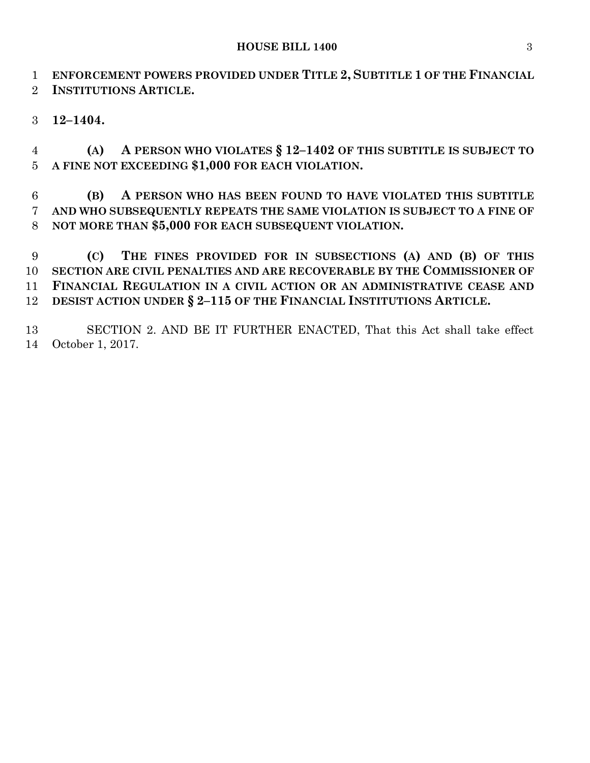**ENFORCEMENT POWERS PROVIDED UNDER TITLE 2, SUBTITLE 1 OF THE FINANCIAL INSTITUTIONS ARTICLE.**

**12–1404.**

**(A) A PERSON WHO VIOLATES § 12–1402 OF THIS SUBTITLE IS SUBJECT TO A FINE NOT EXCEEDING $1,000 FOR EACH VIOLATION.**

**(B) A PERSON WHO HAS BEEN FOUND TO HAVE VIOLATED THIS SUBTITLE AND WHO SUBSEQUENTLY REPEATS THE SAME VIOLATION IS SUBJECT TO A FINE OF NOT MORE THAN $5,000 FOR EACH SUBSEQUENT VIOLATION.**

**(C) THE FINES PROVIDED FOR IN SUBSECTIONS (A) AND (B) OF THIS SECTION ARE CIVIL PENALTIES AND ARE RECOVERABLE BY THE COMMISSIONER OF FINANCIAL REGULATION IN A CIVIL ACTION OR AN ADMINISTRATIVE CEASE AND DESIST ACTION UNDER § 2–115 OF THE FINANCIAL INSTITUTIONS ARTICLE.**

SECTION 2. AND BE IT FURTHER ENACTED, That this Act shall take effect October 1, 2017.